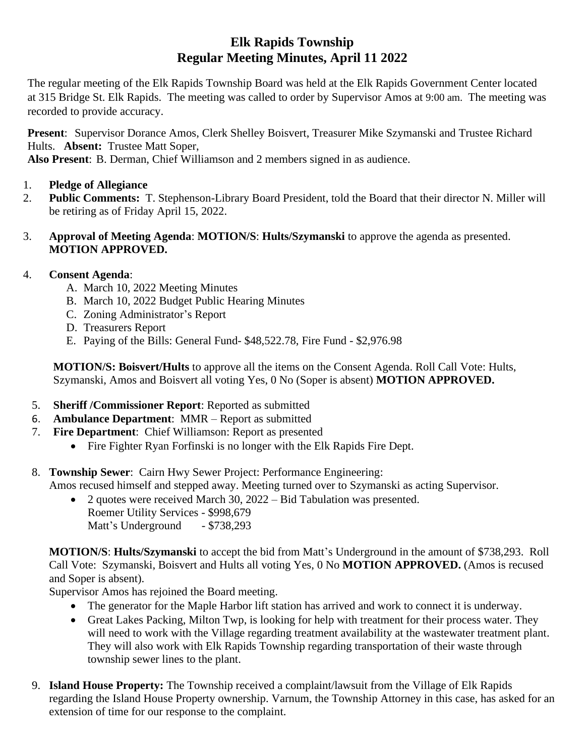# Elk Rapids Township
## Regular Meeting Minutes, April 11 2022

The regular meeting of the Elk Rapids Township Board was held at the Elk Rapids Government Center located at 315 Bridge St. Elk Rapids. The meeting was called to order by Supervisor Amos at 9:00 am. The meeting was recorded to provide accuracy.

**Present**: Supervisor Dorance Amos, Clerk Shelley Boisvert, Treasurer Mike Szymanski and Trustee Richard Hults. **Absent:** Trustee Matt Soper,
**Also Present**: B. Derman, Chief Williamson and 2 members signed in as audience.

1. **Pledge of Allegiance**
2. **Public Comments:** T. Stephenson-Library Board President, told the Board that their director N. Miller will be retiring as of Friday April 15, 2022.
3. **Approval of Meeting Agenda**: **MOTION/S**: **Hults/Szymanski** to approve the agenda as presented. **MOTION APPROVED.**
4. **Consent Agenda**:
   A. March 10, 2022 Meeting Minutes
   B. March 10, 2022 Budget Public Hearing Minutes
   C. Zoning Administrator's Report
   D. Treasurers Report
   E. Paying of the Bills: General Fund- $48,522.78, Fire Fund - $2,976.98

   **MOTION/S: Boisvert/Hults** to approve all the items on the Consent Agenda. Roll Call Vote: Hults, Szymanski, Amos and Boisvert all voting Yes, 0 No (Soper is absent) **MOTION APPROVED.**

5. **Sheriff /Commissioner Report**: Reported as submitted
6. **Ambulance Department**: MMR – Report as submitted
7. **Fire Department**: Chief Williamson: Report as presented
   - Fire Fighter Ryan Forfinski is no longer with the Elk Rapids Fire Dept.
8. **Township Sewer**: Cairn Hwy Sewer Project: Performance Engineering:
   Amos recused himself and stepped away. Meeting turned over to Szymanski as acting Supervisor.
   - 2 quotes were received March 30, 2022 – Bid Tabulation was presented.
     Roemer Utility Services - $998,679
     Matt's Underground - $738,293

   **MOTION/S**: **Hults/Szymanski** to accept the bid from Matt's Underground in the amount of $738,293. Roll Call Vote: Szymanski, Boisvert and Hults all voting Yes, 0 No **MOTION APPROVED.** (Amos is recused and Soper is absent).
   Supervisor Amos has rejoined the Board meeting.
   - The generator for the Maple Harbor lift station has arrived and work to connect it is underway.
   - Great Lakes Packing, Milton Twp, is looking for help with treatment for their process water. They will need to work with the Village regarding treatment availability at the wastewater treatment plant. They will also work with Elk Rapids Township regarding transportation of their waste through township sewer lines to the plant.
9. **Island House Property:** The Township received a complaint/lawsuit from the Village of Elk Rapids regarding the Island House Property ownership. Varnum, the Township Attorney in this case, has asked for an extension of time for our response to the complaint.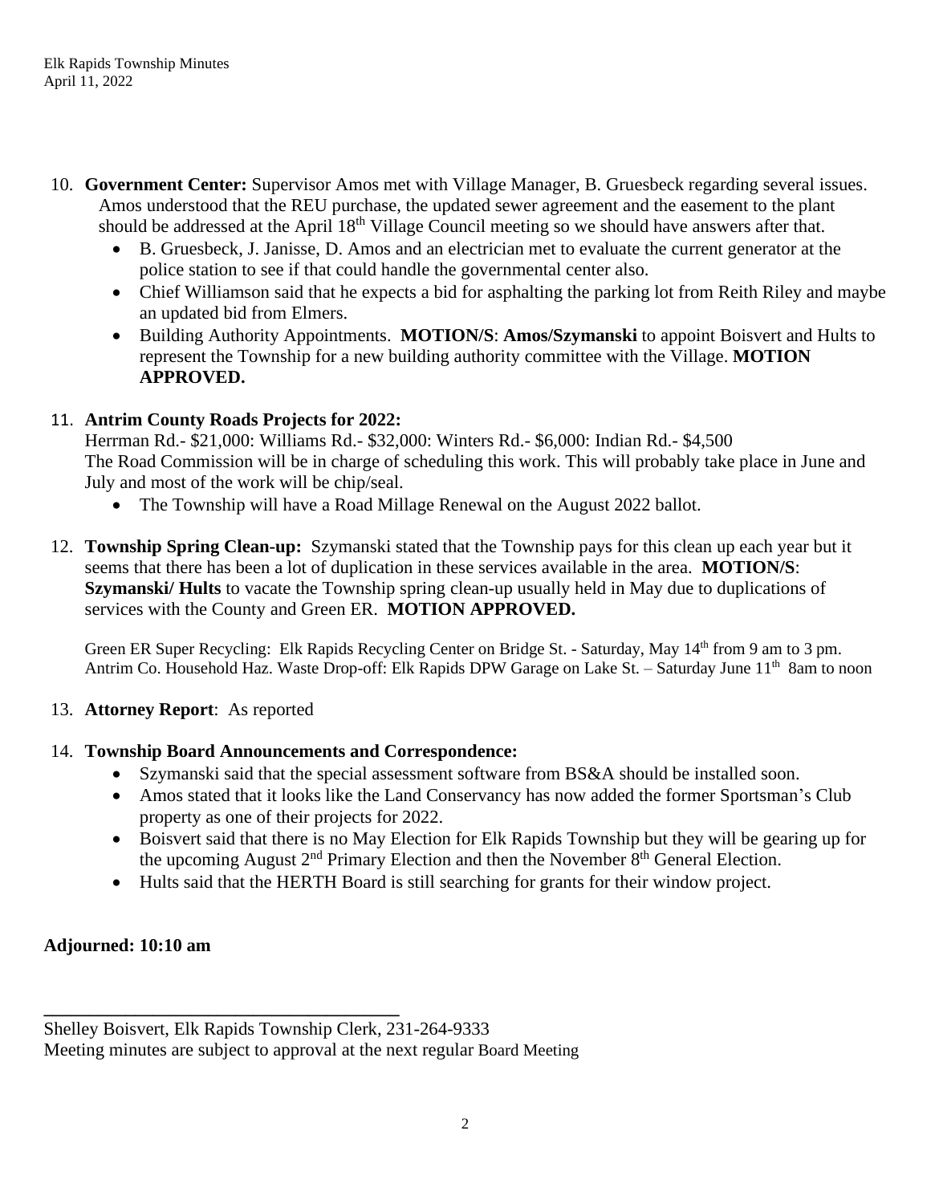10. **Government Center:** Supervisor Amos met with Village Manager, B. Gruesbeck regarding several issues. Amos understood that the REU purchase, the updated sewer agreement and the easement to the plant should be addressed at the April 18th Village Council meeting so we should have answers after that.
    - B. Gruesbeck, J. Janisse, D. Amos and an electrician met to evaluate the current generator at the police station to see if that could handle the governmental center also.
    - Chief Williamson said that he expects a bid for asphalting the parking lot from Reith Riley and maybe an updated bid from Elmers.
    - Building Authority Appointments. **MOTION/S**: **Amos/Szymanski** to appoint Boisvert and Hults to represent the Township for a new building authority committee with the Village. **MOTION APPROVED.**

11. **Antrim County Roads Projects for 2022:**
    Herrman Rd.- $21,000: Williams Rd.- $32,000: Winters Rd.- $6,000: Indian Rd.- $4,500
    The Road Commission will be in charge of scheduling this work. This will probably take place in June and July and most of the work will be chip/seal.
    - The Township will have a Road Millage Renewal on the August 2022 ballot.

12. **Township Spring Clean-up:** Szymanski stated that the Township pays for this clean up each year but it seems that there has been a lot of duplication in these services available in the area. **MOTION/S**: **Szymanski/ Hults** to vacate the Township spring clean-up usually held in May due to duplications of services with the County and Green ER. **MOTION APPROVED.**

    Green ER Super Recycling: Elk Rapids Recycling Center on Bridge St. - Saturday, May 14th from 9 am to 3 pm.
    Antrim Co. Household Haz. Waste Drop-off: Elk Rapids DPW Garage on Lake St. – Saturday June 11th 8am to noon

13. **Attorney Report**: As reported

14. **Township Board Announcements and Correspondence:**
    - Szymanski said that the special assessment software from BS&A should be installed soon.
    - Amos stated that it looks like the Land Conservancy has now added the former Sportsman's Club property as one of their projects for 2022.
    - Boisvert said that there is no May Election for Elk Rapids Township but they will be gearing up for the upcoming August 2nd Primary Election and then the November 8th General Election.
    - Hults said that the HERTH Board is still searching for grants for their window project.

**Adjourned: 10:10 am**

\_\_\_\_\_\_\_\_\_\_\_\_\_\_\_\_\_\_\_\_\_\_\_\_\_\_\_\_\_\_\_\_\_\_\_\_\_\_

Shelley Boisvert, Elk Rapids Township Clerk, 231-264-9333
Meeting minutes are subject to approval at the next regular Board Meeting